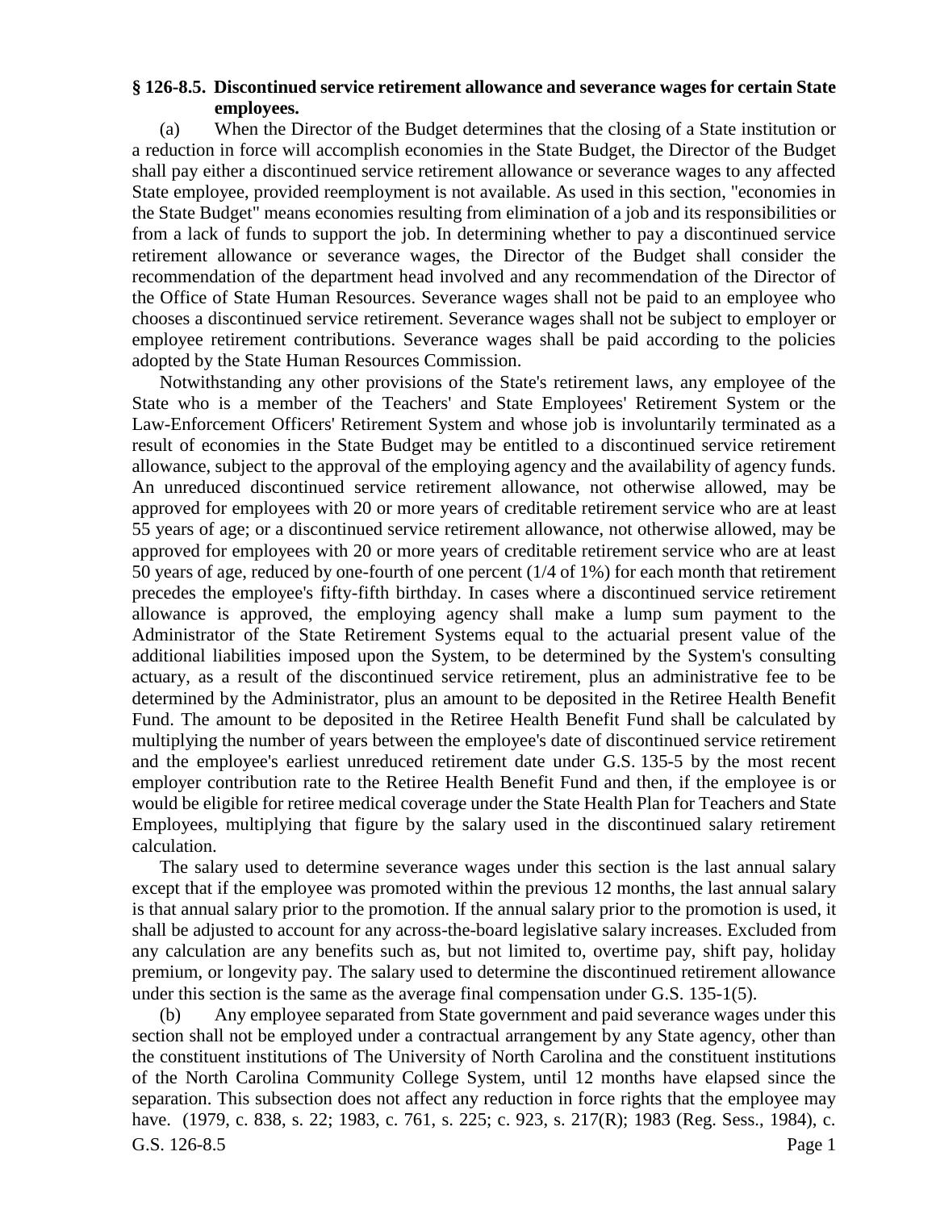## § 126-8.5. Discontinued service retirement allowance and severance wages for certain State employees.

(a) When the Director of the Budget determines that the closing of a State institution or a reduction in force will accomplish economies in the State Budget, the Director of the Budget shall pay either a discontinued service retirement allowance or severance wages to any affected State employee, provided reemployment is not available. As used in this section, "economies in the State Budget" means economies resulting from elimination of a job and its responsibilities or from a lack of funds to support the job. In determining whether to pay a discontinued service retirement allowance or severance wages, the Director of the Budget shall consider the recommendation of the department head involved and any recommendation of the Director of the Office of State Human Resources. Severance wages shall not be paid to an employee who chooses a discontinued service retirement. Severance wages shall not be subject to employer or employee retirement contributions. Severance wages shall be paid according to the policies adopted by the State Human Resources Commission.

Notwithstanding any other provisions of the State's retirement laws, any employee of the State who is a member of the Teachers' and State Employees' Retirement System or the Law-Enforcement Officers' Retirement System and whose job is involuntarily terminated as a result of economies in the State Budget may be entitled to a discontinued service retirement allowance, subject to the approval of the employing agency and the availability of agency funds. An unreduced discontinued service retirement allowance, not otherwise allowed, may be approved for employees with 20 or more years of creditable retirement service who are at least 55 years of age; or a discontinued service retirement allowance, not otherwise allowed, may be approved for employees with 20 or more years of creditable retirement service who are at least 50 years of age, reduced by one-fourth of one percent (1/4 of 1%) for each month that retirement precedes the employee's fifty-fifth birthday. In cases where a discontinued service retirement allowance is approved, the employing agency shall make a lump sum payment to the Administrator of the State Retirement Systems equal to the actuarial present value of the additional liabilities imposed upon the System, to be determined by the System's consulting actuary, as a result of the discontinued service retirement, plus an administrative fee to be determined by the Administrator, plus an amount to be deposited in the Retiree Health Benefit Fund. The amount to be deposited in the Retiree Health Benefit Fund shall be calculated by multiplying the number of years between the employee's date of discontinued service retirement and the employee's earliest unreduced retirement date under G.S. 135-5 by the most recent employer contribution rate to the Retiree Health Benefit Fund and then, if the employee is or would be eligible for retiree medical coverage under the State Health Plan for Teachers and State Employees, multiplying that figure by the salary used in the discontinued salary retirement calculation.

The salary used to determine severance wages under this section is the last annual salary except that if the employee was promoted within the previous 12 months, the last annual salary is that annual salary prior to the promotion. If the annual salary prior to the promotion is used, it shall be adjusted to account for any across-the-board legislative salary increases. Excluded from any calculation are any benefits such as, but not limited to, overtime pay, shift pay, holiday premium, or longevity pay. The salary used to determine the discontinued retirement allowance under this section is the same as the average final compensation under G.S. 135-1(5).

(b) Any employee separated from State government and paid severance wages under this section shall not be employed under a contractual arrangement by any State agency, other than the constituent institutions of The University of North Carolina and the constituent institutions of the North Carolina Community College System, until 12 months have elapsed since the separation. This subsection does not affect any reduction in force rights that the employee may have. (1979, c. 838, s. 22; 1983, c. 761, s. 225; c. 923, s. 217(R); 1983 (Reg. Sess., 1984), c.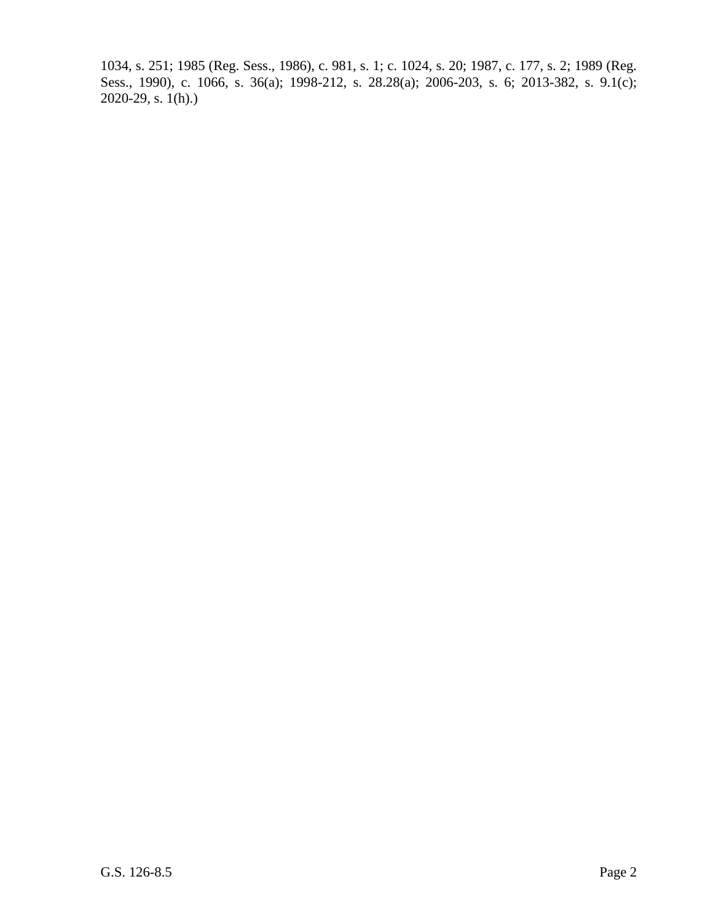1034, s. 251; 1985 (Reg. Sess., 1986), c. 981, s. 1; c. 1024, s. 20; 1987, c. 177, s. 2; 1989 (Reg. Sess., 1990), c. 1066, s. 36(a); 1998-212, s. 28.28(a); 2006-203, s. 6; 2013-382, s. 9.1(c); 2020-29, s. 1(h).)